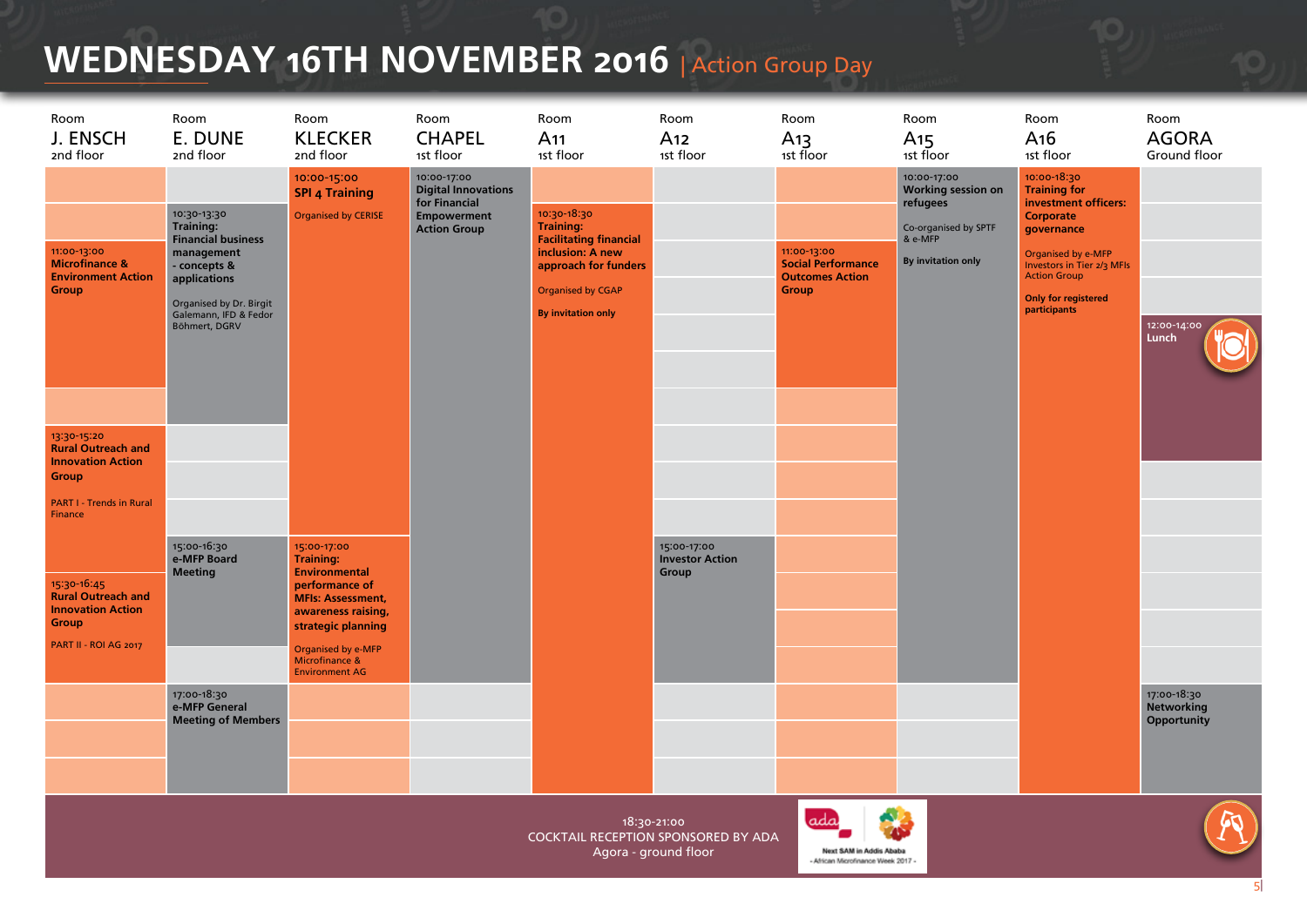# WEDNESDAY 16TH NOVEMBER 2016 | Action Group Day

## Room J. ENSCH — 2nd floor

**11:00-13:00**
**Microfinance & Environment Action Group**

**13:30-15:20**
**Rural Outreach and Innovation Action Group**
PART I - Trends in Rural Finance

**15:30-16:45**
**Rural Outreach and Innovation Action Group**
PART II - ROI AG 2017

## Room E. DUNE — 2nd floor

**10:30-13:30**
**Training: Financial business management - concepts & applications**
Organised by Dr. Birgit Galemann, IFD & Fedor Böhmert, DGRV

**15:00-16:30**
**e-MFP Board Meeting**

**17:00-18:30**
**e-MFP General Meeting of Members**

## Room KLECKER — 2nd floor

**10:00-15:00**
**SPI 4 Training**
Organised by CERISE

**15:00-17:00**
**Training: Environmental performance of MFIs: Assessment, awareness raising, strategic planning**
Organised by e-MFP Microfinance & Environment AG

## Room CHAPEL — 1st floor

**10:00-17:00**
**Digital Innovations for Financial Empowerment Action Group**

## Room A11 — 1st floor

**10:30-18:30**
**Training: Facilitating financial inclusion: A new approach for funders**
Organised by CGAP
**By invitation only**

## Room A12 — 1st floor

**15:00-17:00**
**Investor Action Group**

## Room A13 — 1st floor

**11:00-13:00**
**Social Performance Outcomes Action Group**

## Room A15 — 1st floor

**10:00-17:00**
**Working session on refugees**
Co-organised by SPTF & e-MFP
**By invitation only**

## Room A16 — 1st floor

**10:00-18:30**
**Training for investment officers: Corporate governance**
Organised by e-MFP Investors in Tier 2/3 MFIs Action Group
**Only for registered participants**

## Room AGORA — Ground floor

**12:00-14:00**
**Lunch**

**17:00-18:30**
**Networking Opportunity**

---

18:30-21:00
COCKTAIL RECEPTION SPONSORED BY ADA
Agora - ground floor

Next SAM in Addis Ababa
- African Microfinance Week 2017 -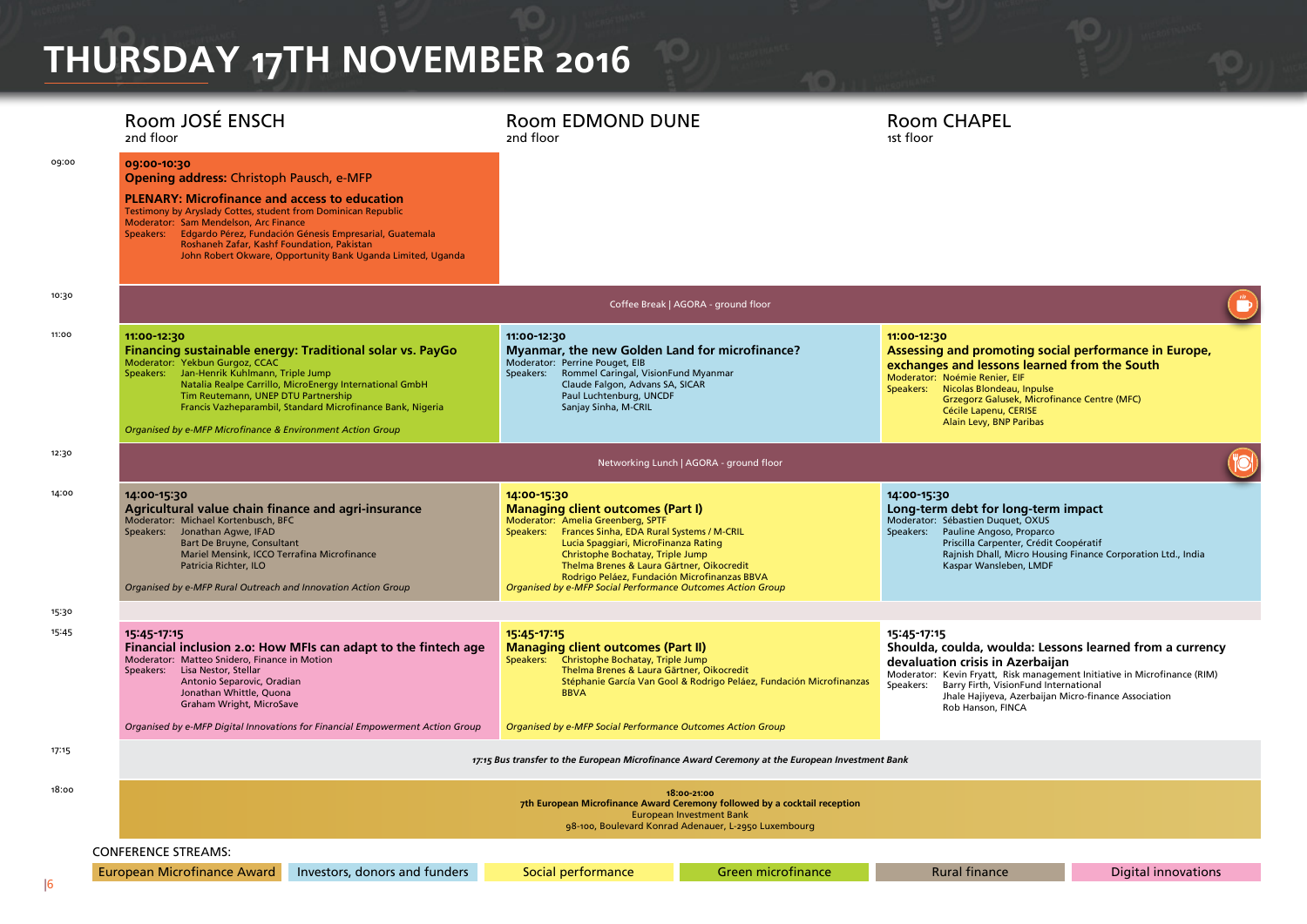# THURSDAY 17TH NOVEMBER 2016

| Time | Room JOSÉ ENSCH (2nd floor) | Room EDMOND DUNE (2nd floor) | Room CHAPEL (1st floor) |
|---|---|---|---|
| 09:00 | **09:00-10:30** **Opening address:** Christoph Pausch, e-MFP **PLENARY: Microfinance and access to education** Testimony by Aryslady Cottes, student from Dominican Republic Moderator: Sam Mendelson, Arc Finance Speakers: Edgardo Pérez, Fundación Génesis Empresarial, Guatemala; Roshaneh Zafar, Kashf Foundation, Pakistan; John Robert Okware, Opportunity Bank Uganda Limited, Uganda | | |
| 10:30 | Coffee Break \| AGORA - ground floor | | |
| 11:00 | **11:00-12:30** **Financing sustainable energy: Traditional solar vs. PayGo** Moderator: Yekbun Gurgoz, CCAC Speakers: Jan-Henrik Kuhlmann, Triple Jump; Natalia Realpe Carrillo, MicroEnergy International GmbH; Tim Reutemann, UNEP DTU Partnership; Francis Vazheparambil, Standard Microfinance Bank, Nigeria *Organised by e-MFP Microfinance & Environment Action Group* | **11:00-12:30** **Myanmar, the new Golden Land for microfinance?** Moderator: Perrine Pouget, EIB Speakers: Rommel Caringal, VisionFund Myanmar; Claude Falgon, Advans SA, SICAR; Paul Luchtenburg, UNCDF; Sanjay Sinha, M-CRIL | **11:00-12:30** **Assessing and promoting social performance in Europe, exchanges and lessons learned from the South** Moderator: Noémie Renier, EIF Speakers: Nicolas Blondeau, Inpulse; Grzegorz Galusek, Microfinance Centre (MFC); Cécile Lapenu, CERISE; Alain Levy, BNP Paribas |
| 12:30 | Networking Lunch \| AGORA - ground floor | | |
| 14:00 | **14:00-15:30** **Agricultural value chain finance and agri-insurance** Moderator: Michael Kortenbusch, BFC Speakers: Jonathan Agwe, IFAD; Bart De Bruyne, Consultant; Mariel Mensink, ICCO Terrafina Microfinance; Patricia Richter, ILO *Organised by e-MFP Rural Outreach and Innovation Action Group* | **14:00-15:30** **Managing client outcomes (Part I)** Moderator: Amelia Greenberg, SPTF Speakers: Frances Sinha, EDA Rural Systems / M-CRIL; Lucia Spaggiari, MicroFinanza Rating; Christophe Bochatay, Triple Jump; Thelma Brenes & Laura Gärtner, Oikocredit; Rodrigo Peláez, Fundación Microfinanzas BBVA *Organised by e-MFP Social Performance Outcomes Action Group* | **14:00-15:30** **Long-term debt for long-term impact** Moderator: Sébastien Duquet, OXUS Speakers: Pauline Angoso, Proparco; Priscilla Carpenter, Crédit Coopératif; Rajnish Dhall, Micro Housing Finance Corporation Ltd., India; Kaspar Wansleben, LMDF |
| 15:30 | | | |
| 15:45 | **15:45-17:15** **Financial inclusion 2.0: How MFIs can adapt to the fintech age** Moderator: Matteo Snidero, Finance in Motion Speakers: Lisa Nestor, Stellar; Antonio Separovic, Oradian; Jonathan Whittle, Quona; Graham Wright, MicroSave *Organised by e-MFP Digital Innovations for Financial Empowerment Action Group* | **15:45-17:15** **Managing client outcomes (Part II)** Speakers: Christophe Bochatay, Triple Jump; Thelma Brenes & Laura Gärtner, Oikocredit; Stéphanie García Van Gool & Rodrigo Peláez, Fundación Microfinanzas BBVA *Organised by e-MFP Social Performance Outcomes Action Group* | **15:45-17:15** **Shoulda, coulda, woulda: Lessons learned from a currency devaluation crisis in Azerbaijan** Moderator: Kevin Fryatt, Risk management Initiative in Microfinance (RIM) Speakers: Barry Firth, VisionFund International; Jhale Hajiyeva, Azerbaijan Micro-finance Association; Rob Hanson, FINCA |
| 17:15 | *17:15 Bus transfer to the European Microfinance Award Ceremony at the European Investment Bank* | | |
| 18:00 | **18:00-21:00** **7th European Microfinance Award Ceremony followed by a cocktail reception** European Investment Bank 98-100, Boulevard Konrad Adenauer, L-2950 Luxembourg | | |

CONFERENCE STREAMS:

European Microfinance Award | Investors, donors and funders | Social performance | Green microfinance | Rural finance | Digital innovations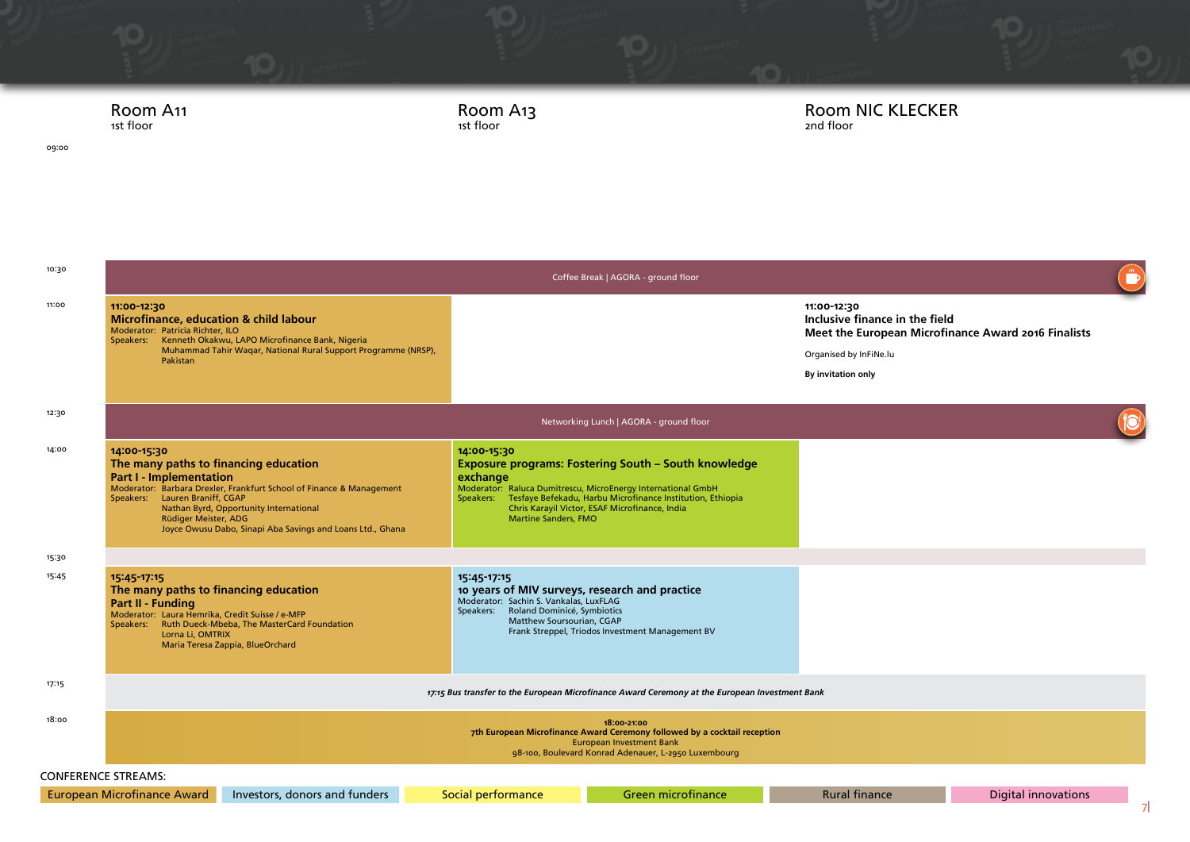| | Room A11 1st floor | Room A13 1st floor | Room NIC KLECKER 2nd floor |
|---|---|---|---|
| 09:00 | | | |
| 10:30 | Coffee Break \| AGORA - ground floor | | |
| 11:00 | **11:00-12:30** **Microfinance, education & child labour** Moderator: Patricia Richter, ILO Speakers: Kenneth Okakwu, LAPO Microfinance Bank, Nigeria; Muhammad Tahir Waqar, National Rural Support Programme (NRSP), Pakistan | | **11:00-12:30** **Inclusive finance in the field** **Meet the European Microfinance Award 2016 Finalists** Organised by InFiNe.lu **By invitation only** |
| 12:30 | Networking Lunch \| AGORA - ground floor | | |
| 14:00 | **14:00-15:30** **The many paths to financing education** **Part I - Implementation** Moderator: Barbara Drexler, Frankfurt School of Finance & Management Speakers: Lauren Braniff, CGAP; Nathan Byrd, Opportunity International; Rüdiger Meister, ADG; Joyce Owusu Dabo, Sinapi Aba Savings and Loans Ltd., Ghana | **14:00-15:30** **Exposure programs: Fostering South – South knowledge exchange** Moderator: Raluca Dumitrescu, MicroEnergy International GmbH Speakers: Tesfaye Befekadu, Harbu Microfinance Institution, Ethiopia; Chris Karayil Victor, ESAF Microfinance, India; Martine Sanders, FMO | |
| 15:30 | | | |
| 15:45 | **15:45-17:15** **The many paths to financing education** **Part II - Funding** Moderator: Laura Hemrika, Credit Suisse / e-MFP Speakers: Ruth Dueck-Mbeba, The MasterCard Foundation; Lorna Li, OMTRIX; Maria Teresa Zappia, BlueOrchard | **15:45-17:15** **10 years of MIV surveys, research and practice** Moderator: Sachin S. Vankalas, LuxFLAG Speakers: Roland Dominicé, Symbiotics; Matthew Soursourian, CGAP; Frank Streppel, Triodos Investment Management BV | |
| 17:15 | *17:15 Bus transfer to the European Microfinance Award Ceremony at the European Investment Bank* | | |
| 18:00 | **18:00-21:00** **7th European Microfinance Award Ceremony followed by a cocktail reception** European Investment Bank, 98-100, Boulevard Konrad Adenauer, L-2950 Luxembourg | | |

CONFERENCE STREAMS:

European Microfinance Award | Investors, donors and funders | Social performance | Green microfinance | Rural finance | Digital innovations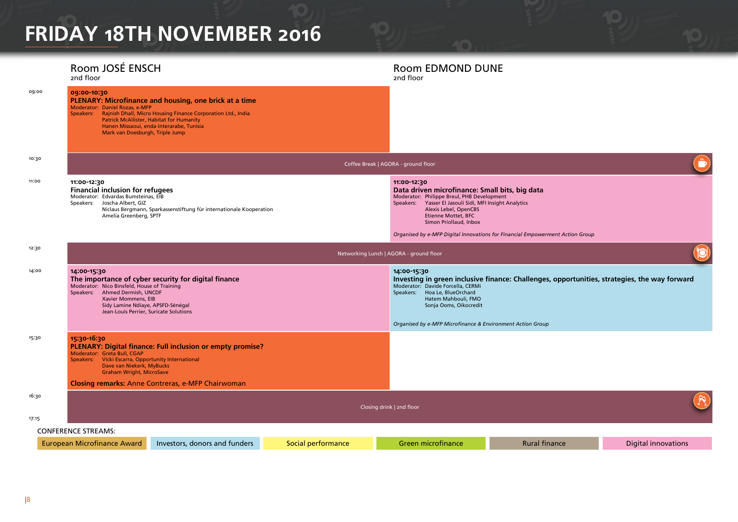# FRIDAY 18TH NOVEMBER 2016

## Room JOSÉ ENSCH
2nd floor

## Room EDMOND DUNE
2nd floor

**09:00**

**09:00-10:30**
**PLENARY: Microfinance and housing, one brick at a time**
Moderator: Daniel Rozas, e-MFP
Speakers: Rajnish Dhall, Micro Housing Finance Corporation Ltd., India
Patrick McAllister, Habitat for Humanity
Hanen Missaoui, enda-interarabe, Tunisia
Mark van Doesburgh, Triple Jump

**10:30**

Coffee Break | AGORA - ground floor

**11:00**

*Room JOSÉ ENSCH*

**11:00-12:30**
**Financial inclusion for refugees**
Moderator: Edvardas Bumsteinas, EIB
Speakers: Joscha Albert, GIZ
Niclaus Bergmann, Sparkassenstiftung für internationale Kooperation
Amelia Greenberg, SPTF

*Room EDMOND DUNE*

**11:00-12:30**
**Data driven microfinance: Small bits, big data**
Moderator: Philippe Breul, PHB Development
Speakers: Yasser El Jasouli Sidi, MFI Insight Analytics
Alexis Lebel, OpenCBS
Etienne Mottet, BFC
Simon Priollaud, Inbox

*Organised by e-MFP Digital Innovations for Financial Empowerment Action Group*

**12:30**

Networking Lunch | AGORA - ground floor

**14:00**

*Room JOSÉ ENSCH*

**14:00-15:30**
**The importance of cyber security for digital finance**
Moderator: Nico Binsfeld, House of Training
Speakers: Ahmed Dermish, UNCDF
Xavier Mommens, EIB
Sidy Lamine Ndiaye, APSFD-Sénégal
Jean-Louis Perrier, Suricate Solutions

*Room EDMOND DUNE*

**14:00-15:30**
**Investing in green inclusive finance: Challenges, opportunities, strategies, the way forward**
Moderator: Davide Forcella, CERMi
Speakers: Hoa Le, BlueOrchard
Hatem Mahbouli, FMO
Sonja Ooms, Oikocredit

*Organised by e-MFP Microfinance & Environment Action Group*

**15:30**

**15:30-16:30**
**PLENARY: Digital finance: Full inclusion or empty promise?**
Moderator: Greta Bull, CGAP
Speakers: Vicki Escarra, Opportunity International
Dave van Niekerk, MyBucks
Graham Wright, MicroSave

**Closing remarks:** Anne Contreras, e-MFP Chairwoman

**16:30**

Closing drink | 2nd floor

**17:15**

CONFERENCE STREAMS:

European Microfinance Award | Investors, donors and funders | Social performance | Green microfinance | Rural finance | Digital innovations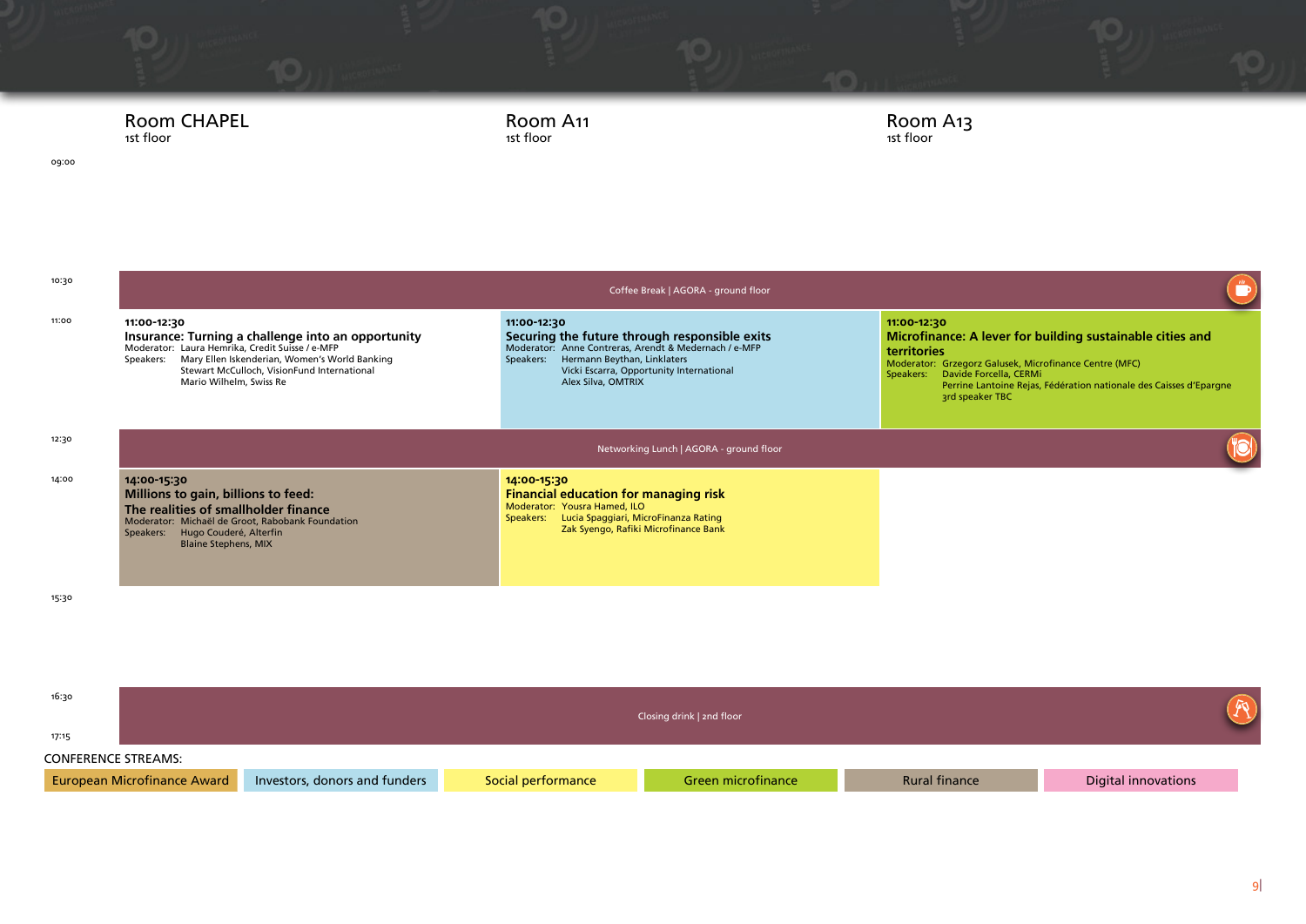| | Room CHAPEL 1st floor | Room A11 1st floor | Room A13 1st floor |
|---|---|---|---|
| 09:00 | | | |
| 10:30 | Coffee Break \| AGORA - ground floor | | |
| 11:00 | **11:00-12:30** **Insurance: Turning a challenge into an opportunity** Moderator: Laura Hemrika, Credit Suisse / e-MFP Speakers: Mary Ellen Iskenderian, Women's World Banking; Stewart McCulloch, VisionFund International; Mario Wilhelm, Swiss Re | **11:00-12:30** **Securing the future through responsible exits** Moderator: Anne Contreras, Arendt & Medernach / e-MFP Speakers: Hermann Beythan, Linklaters; Vicki Escarra, Opportunity International; Alex Silva, OMTRIX | **11:00-12:30** **Microfinance: A lever for building sustainable cities and territories** Moderator: Grzegorz Galusek, Microfinance Centre (MFC) Speakers: Davide Forcella, CERMi; Perrine Lantoine Rejas, Fédération nationale des Caisses d'Epargne; 3rd speaker TBC |
| 12:30 | Networking Lunch \| AGORA - ground floor | | |
| 14:00 | **14:00-15:30** **Millions to gain, billions to feed: The realities of smallholder finance** Moderator: Michaël de Groot, Rabobank Foundation Speakers: Hugo Couderé, Alterfin; Blaine Stephens, MIX | **14:00-15:30** **Financial education for managing risk** Moderator: Yousra Hamed, ILO Speakers: Lucia Spaggiari, MicroFinanza Rating; Zak Syengo, Rafiki Microfinance Bank | |
| 15:30 | | | |
| 16:30 | Closing drink \| 2nd floor | | |
| 17:15 | | | |

CONFERENCE STREAMS:

- European Microfinance Award
- Investors, donors and funders
- Social performance
- Green microfinance
- Rural finance
- Digital innovations